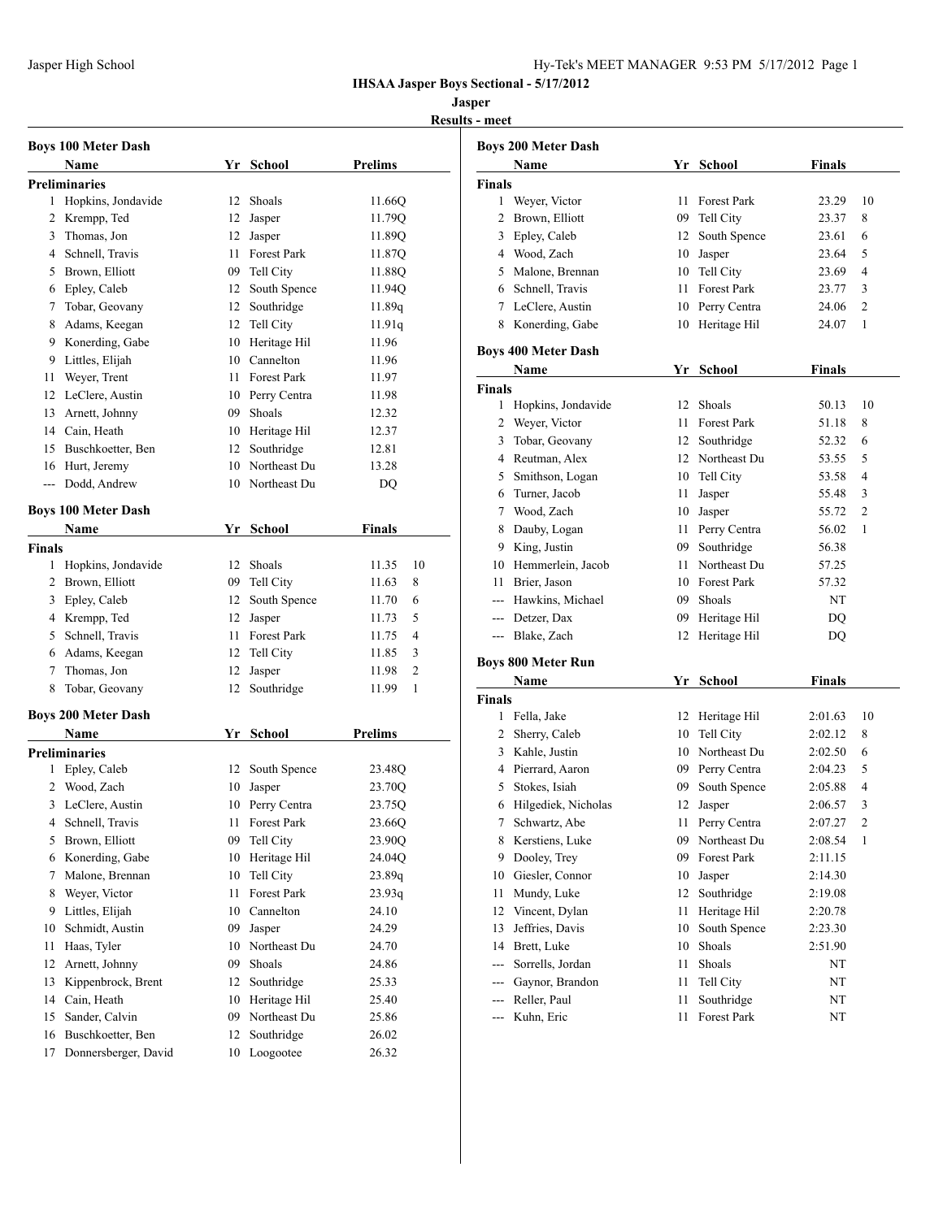# IHSAA Jasper Boys Sectional - 5/17/2012

**Jasper**

**Results - meet**

## Boys 100 Meter Dash

| | Name | Yr | School | Prelims |
|---|---|---|---|---|
| **Preliminaries** | | | | |
| 1 | Hopkins, Jondavide | 12 | Shoals | 11.66Q |
| 2 | Krempp, Ted | 12 | Jasper | 11.79Q |
| 3 | Thomas, Jon | 12 | Jasper | 11.89Q |
| 4 | Schnell, Travis | 11 | Forest Park | 11.87Q |
| 5 | Brown, Elliott | 09 | Tell City | 11.88Q |
| 6 | Epley, Caleb | 12 | South Spence | 11.94Q |
| 7 | Tobar, Geovany | 12 | Southridge | 11.89q |
| 8 | Adams, Keegan | 12 | Tell City | 11.91q |
| 9 | Konerding, Gabe | 10 | Heritage Hil | 11.96 |
| 9 | Littles, Elijah | 10 | Cannelton | 11.96 |
| 11 | Weyer, Trent | 11 | Forest Park | 11.97 |
| 12 | LeClere, Austin | 10 | Perry Centra | 11.98 |
| 13 | Arnett, Johnny | 09 | Shoals | 12.32 |
| 14 | Cain, Heath | 10 | Heritage Hil | 12.37 |
| 15 | Buschkoetter, Ben | 12 | Southridge | 12.81 |
| 16 | Hurt, Jeremy | 10 | Northeast Du | 13.28 |
| --- | Dodd, Andrew | 10 | Northeast Du | DQ |

## Boys 100 Meter Dash

| | Name | Yr | School | Finals | |
|---|---|---|---|---|---|
| **Finals** | | | | | |
| 1 | Hopkins, Jondavide | 12 | Shoals | 11.35 | 10 |
| 2 | Brown, Elliott | 09 | Tell City | 11.63 | 8 |
| 3 | Epley, Caleb | 12 | South Spence | 11.70 | 6 |
| 4 | Krempp, Ted | 12 | Jasper | 11.73 | 5 |
| 5 | Schnell, Travis | 11 | Forest Park | 11.75 | 4 |
| 6 | Adams, Keegan | 12 | Tell City | 11.85 | 3 |
| 7 | Thomas, Jon | 12 | Jasper | 11.98 | 2 |
| 8 | Tobar, Geovany | 12 | Southridge | 11.99 | 1 |

## Boys 200 Meter Dash

| | Name | Yr | School | Prelims |
|---|---|---|---|---|
| **Preliminaries** | | | | |
| 1 | Epley, Caleb | 12 | South Spence | 23.48Q |
| 2 | Wood, Zach | 10 | Jasper | 23.70Q |
| 3 | LeClere, Austin | 10 | Perry Centra | 23.75Q |
| 4 | Schnell, Travis | 11 | Forest Park | 23.66Q |
| 5 | Brown, Elliott | 09 | Tell City | 23.90Q |
| 6 | Konerding, Gabe | 10 | Heritage Hil | 24.04Q |
| 7 | Malone, Brennan | 10 | Tell City | 23.89q |
| 8 | Weyer, Victor | 11 | Forest Park | 23.93q |
| 9 | Littles, Elijah | 10 | Cannelton | 24.10 |
| 10 | Schmidt, Austin | 09 | Jasper | 24.29 |
| 11 | Haas, Tyler | 10 | Northeast Du | 24.70 |
| 12 | Arnett, Johnny | 09 | Shoals | 24.86 |
| 13 | Kippenbrock, Brent | 12 | Southridge | 25.33 |
| 14 | Cain, Heath | 10 | Heritage Hil | 25.40 |
| 15 | Sander, Calvin | 09 | Northeast Du | 25.86 |
| 16 | Buschkoetter, Ben | 12 | Southridge | 26.02 |
| 17 | Donnersberger, David | 10 | Loogootee | 26.32 |

## Boys 200 Meter Dash

| | Name | Yr | School | Finals | |
|---|---|---|---|---|---|
| **Finals** | | | | | |
| 1 | Weyer, Victor | 11 | Forest Park | 23.29 | 10 |
| 2 | Brown, Elliott | 09 | Tell City | 23.37 | 8 |
| 3 | Epley, Caleb | 12 | South Spence | 23.61 | 6 |
| 4 | Wood, Zach | 10 | Jasper | 23.64 | 5 |
| 5 | Malone, Brennan | 10 | Tell City | 23.69 | 4 |
| 6 | Schnell, Travis | 11 | Forest Park | 23.77 | 3 |
| 7 | LeClere, Austin | 10 | Perry Centra | 24.06 | 2 |
| 8 | Konerding, Gabe | 10 | Heritage Hil | 24.07 | 1 |

## Boys 400 Meter Dash

| | Name | Yr | School | Finals | |
|---|---|---|---|---|---|
| **Finals** | | | | | |
| 1 | Hopkins, Jondavide | 12 | Shoals | 50.13 | 10 |
| 2 | Weyer, Victor | 11 | Forest Park | 51.18 | 8 |
| 3 | Tobar, Geovany | 12 | Southridge | 52.32 | 6 |
| 4 | Reutman, Alex | 12 | Northeast Du | 53.55 | 5 |
| 5 | Smithson, Logan | 10 | Tell City | 53.58 | 4 |
| 6 | Turner, Jacob | 11 | Jasper | 55.48 | 3 |
| 7 | Wood, Zach | 10 | Jasper | 55.72 | 2 |
| 8 | Dauby, Logan | 11 | Perry Centra | 56.02 | 1 |
| 9 | King, Justin | 09 | Southridge | 56.38 | |
| 10 | Hemmerlein, Jacob | 11 | Northeast Du | 57.25 | |
| 11 | Brier, Jason | 10 | Forest Park | 57.32 | |
| --- | Hawkins, Michael | 09 | Shoals | NT | |
| --- | Detzer, Dax | 09 | Heritage Hil | DQ | |
| --- | Blake, Zach | 12 | Heritage Hil | DQ | |

## Boys 800 Meter Run

| | Name | Yr | School | Finals | |
|---|---|---|---|---|---|
| **Finals** | | | | | |
| 1 | Fella, Jake | 12 | Heritage Hil | 2:01.63 | 10 |
| 2 | Sherry, Caleb | 10 | Tell City | 2:02.12 | 8 |
| 3 | Kahle, Justin | 10 | Northeast Du | 2:02.50 | 6 |
| 4 | Pierrard, Aaron | 09 | Perry Centra | 2:04.23 | 5 |
| 5 | Stokes, Isiah | 09 | South Spence | 2:05.88 | 4 |
| 6 | Hilgediek, Nicholas | 12 | Jasper | 2:06.57 | 3 |
| 7 | Schwartz, Abe | 11 | Perry Centra | 2:07.27 | 2 |
| 8 | Kerstiens, Luke | 09 | Northeast Du | 2:08.54 | 1 |
| 9 | Dooley, Trey | 09 | Forest Park | 2:11.15 | |
| 10 | Giesler, Connor | 10 | Jasper | 2:14.30 | |
| 11 | Mundy, Luke | 12 | Southridge | 2:19.08 | |
| 12 | Vincent, Dylan | 11 | Heritage Hil | 2:20.78 | |
| 13 | Jeffries, Davis | 10 | South Spence | 2:23.30 | |
| 14 | Brett, Luke | 10 | Shoals | 2:51.90 | |
| --- | Sorrells, Jordan | 11 | Shoals | NT | |
| --- | Gaynor, Brandon | 11 | Tell City | NT | |
| --- | Reller, Paul | 11 | Southridge | NT | |
| --- | Kuhn, Eric | 11 | Forest Park | NT | |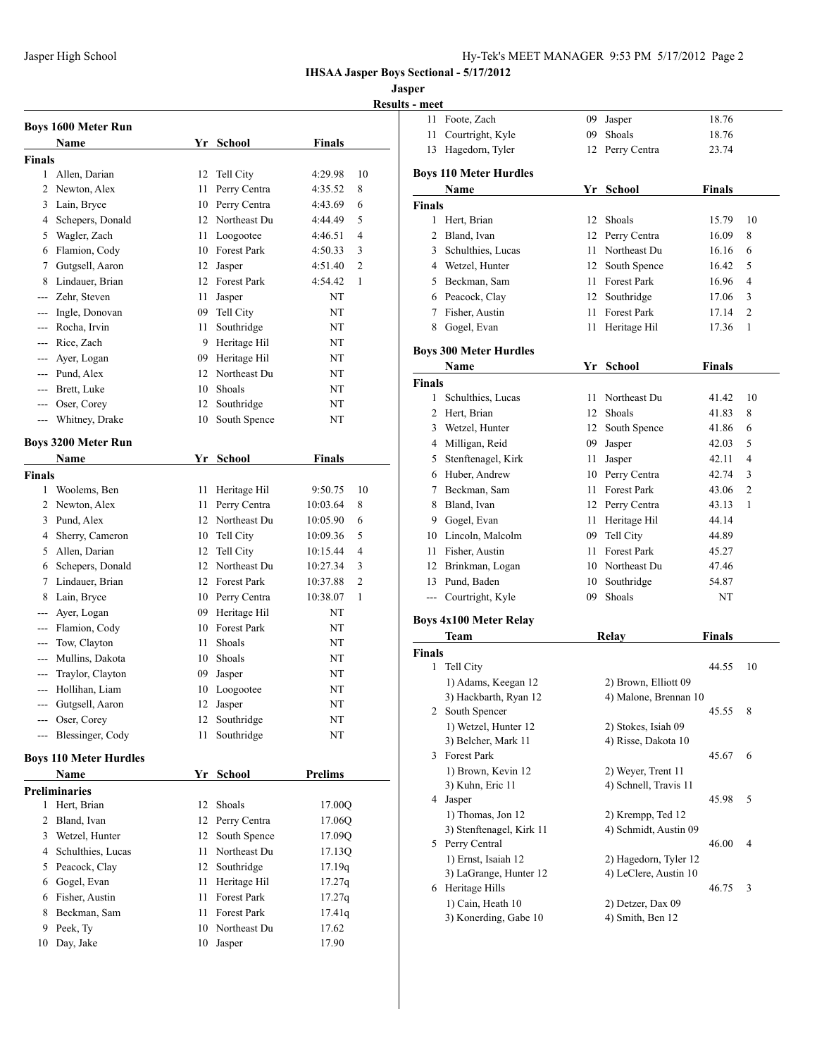## IHSAA Jasper Boys Sectional - 5/17/2012

### Jasper

### Results - meet

#### Boys 1600 Meter Run

| | Name | Yr | School | Finals | |
|---|---|---|---|---|---|
| **Finals** | | | | | |
| 1 | Allen, Darian | 12 | Tell City | 4:29.98 | 10 |
| 2 | Newton, Alex | 11 | Perry Centra | 4:35.52 | 8 |
| 3 | Lain, Bryce | 10 | Perry Centra | 4:43.69 | 6 |
| 4 | Schepers, Donald | 12 | Northeast Du | 4:44.49 | 5 |
| 5 | Wagler, Zach | 11 | Loogootee | 4:46.51 | 4 |
| 6 | Flamion, Cody | 10 | Forest Park | 4:50.33 | 3 |
| 7 | Gutgsell, Aaron | 12 | Jasper | 4:51.40 | 2 |
| 8 | Lindauer, Brian | 12 | Forest Park | 4:54.42 | 1 |
| --- | Zehr, Steven | 11 | Jasper | NT | |
| --- | Ingle, Donovan | 09 | Tell City | NT | |
| --- | Rocha, Irvin | 11 | Southridge | NT | |
| --- | Rice, Zach | 9 | Heritage Hil | NT | |
| --- | Ayer, Logan | 09 | Heritage Hil | NT | |
| --- | Pund, Alex | 12 | Northeast Du | NT | |
| --- | Brett, Luke | 10 | Shoals | NT | |
| --- | Oser, Corey | 12 | Southridge | NT | |
| --- | Whitney, Drake | 10 | South Spence | NT | |

#### Boys 3200 Meter Run

| | Name | Yr | School | Finals | |
|---|---|---|---|---|---|
| **Finals** | | | | | |
| 1 | Woolems, Ben | 11 | Heritage Hil | 9:50.75 | 10 |
| 2 | Newton, Alex | 11 | Perry Centra | 10:03.64 | 8 |
| 3 | Pund, Alex | 12 | Northeast Du | 10:05.90 | 6 |
| 4 | Sherry, Cameron | 10 | Tell City | 10:09.36 | 5 |
| 5 | Allen, Darian | 12 | Tell City | 10:15.44 | 4 |
| 6 | Schepers, Donald | 12 | Northeast Du | 10:27.34 | 3 |
| 7 | Lindauer, Brian | 12 | Forest Park | 10:37.88 | 2 |
| 8 | Lain, Bryce | 10 | Perry Centra | 10:38.07 | 1 |
| --- | Ayer, Logan | 09 | Heritage Hil | NT | |
| --- | Flamion, Cody | 10 | Forest Park | NT | |
| --- | Tow, Clayton | 11 | Shoals | NT | |
| --- | Mullins, Dakota | 10 | Shoals | NT | |
| --- | Traylor, Clayton | 09 | Jasper | NT | |
| --- | Hollihan, Liam | 10 | Loogootee | NT | |
| --- | Gutgsell, Aaron | 12 | Jasper | NT | |
| --- | Oser, Corey | 12 | Southridge | NT | |
| --- | Blessinger, Cody | 11 | Southridge | NT | |

#### Boys 110 Meter Hurdles

| | Name | Yr | School | Prelims |
|---|---|---|---|---|
| **Preliminaries** | | | | |
| 1 | Hert, Brian | 12 | Shoals | 17.00Q |
| 2 | Bland, Ivan | 12 | Perry Centra | 17.06Q |
| 3 | Wetzel, Hunter | 12 | South Spence | 17.09Q |
| 4 | Schulthies, Lucas | 11 | Northeast Du | 17.13Q |
| 5 | Peacock, Clay | 12 | Southridge | 17.19q |
| 6 | Gogel, Evan | 11 | Heritage Hil | 17.27q |
| 6 | Fisher, Austin | 11 | Forest Park | 17.27q |
| 8 | Beckman, Sam | 11 | Forest Park | 17.41q |
| 9 | Peek, Ty | 10 | Northeast Du | 17.62 |
| 10 | Day, Jake | 10 | Jasper | 17.90 |
| 11 | Foote, Zach | 09 | Jasper | 18.76 |
| 11 | Courtright, Kyle | 09 | Shoals | 18.76 |
| 13 | Hagedorn, Tyler | 12 | Perry Centra | 23.74 |

#### Boys 110 Meter Hurdles

| | Name | Yr | School | Finals | |
|---|---|---|---|---|---|
| **Finals** | | | | | |
| 1 | Hert, Brian | 12 | Shoals | 15.79 | 10 |
| 2 | Bland, Ivan | 12 | Perry Centra | 16.09 | 8 |
| 3 | Schulthies, Lucas | 11 | Northeast Du | 16.16 | 6 |
| 4 | Wetzel, Hunter | 12 | South Spence | 16.42 | 5 |
| 5 | Beckman, Sam | 11 | Forest Park | 16.96 | 4 |
| 6 | Peacock, Clay | 12 | Southridge | 17.06 | 3 |
| 7 | Fisher, Austin | 11 | Forest Park | 17.14 | 2 |
| 8 | Gogel, Evan | 11 | Heritage Hil | 17.36 | 1 |

#### Boys 300 Meter Hurdles

| | Name | Yr | School | Finals | |
|---|---|---|---|---|---|
| **Finals** | | | | | |
| 1 | Schulthies, Lucas | 11 | Northeast Du | 41.42 | 10 |
| 2 | Hert, Brian | 12 | Shoals | 41.83 | 8 |
| 3 | Wetzel, Hunter | 12 | South Spence | 41.86 | 6 |
| 4 | Milligan, Reid | 09 | Jasper | 42.03 | 5 |
| 5 | Stenftenagel, Kirk | 11 | Jasper | 42.11 | 4 |
| 6 | Huber, Andrew | 10 | Perry Centra | 42.74 | 3 |
| 7 | Beckman, Sam | 11 | Forest Park | 43.06 | 2 |
| 8 | Bland, Ivan | 12 | Perry Centra | 43.13 | 1 |
| 9 | Gogel, Evan | 11 | Heritage Hil | 44.14 | |
| 10 | Lincoln, Malcolm | 09 | Tell City | 44.89 | |
| 11 | Fisher, Austin | 11 | Forest Park | 45.27 | |
| 12 | Brinkman, Logan | 10 | Northeast Du | 47.46 | |
| 13 | Pund, Baden | 10 | Southridge | 54.87 | |
| --- | Courtright, Kyle | 09 | Shoals | NT | |

#### Boys 4x100 Meter Relay

| | Team | Relay | Finals | |
|---|---|---|---|---|
| **Finals** | | | | |
| 1 | Tell City | | 44.55 | 10 |
| | 1) Adams, Keegan 12 | 2) Brown, Elliott 09 | | |
| | 3) Hackbarth, Ryan 12 | 4) Malone, Brennan 10 | | |
| 2 | South Spencer | | 45.55 | 8 |
| | 1) Wetzel, Hunter 12 | 2) Stokes, Isiah 09 | | |
| | 3) Belcher, Mark 11 | 4) Risse, Dakota 10 | | |
| 3 | Forest Park | | 45.67 | 6 |
| | 1) Brown, Kevin 12 | 2) Weyer, Trent 11 | | |
| | 3) Kuhn, Eric 11 | 4) Schnell, Travis 11 | | |
| 4 | Jasper | | 45.98 | 5 |
| | 1) Thomas, Jon 12 | 2) Krempp, Ted 12 | | |
| | 3) Stenftenagel, Kirk 11 | 4) Schmidt, Austin 09 | | |
| 5 | Perry Central | | 46.00 | 4 |
| | 1) Ernst, Isaiah 12 | 2) Hagedorn, Tyler 12 | | |
| | 3) LaGrange, Hunter 12 | 4) LeClere, Austin 10 | | |
| 6 | Heritage Hills | | 46.75 | 3 |
| | 1) Cain, Heath 10 | 2) Detzer, Dax 09 | | |
| | 3) Konerding, Gabe 10 | 4) Smith, Ben 12 | | |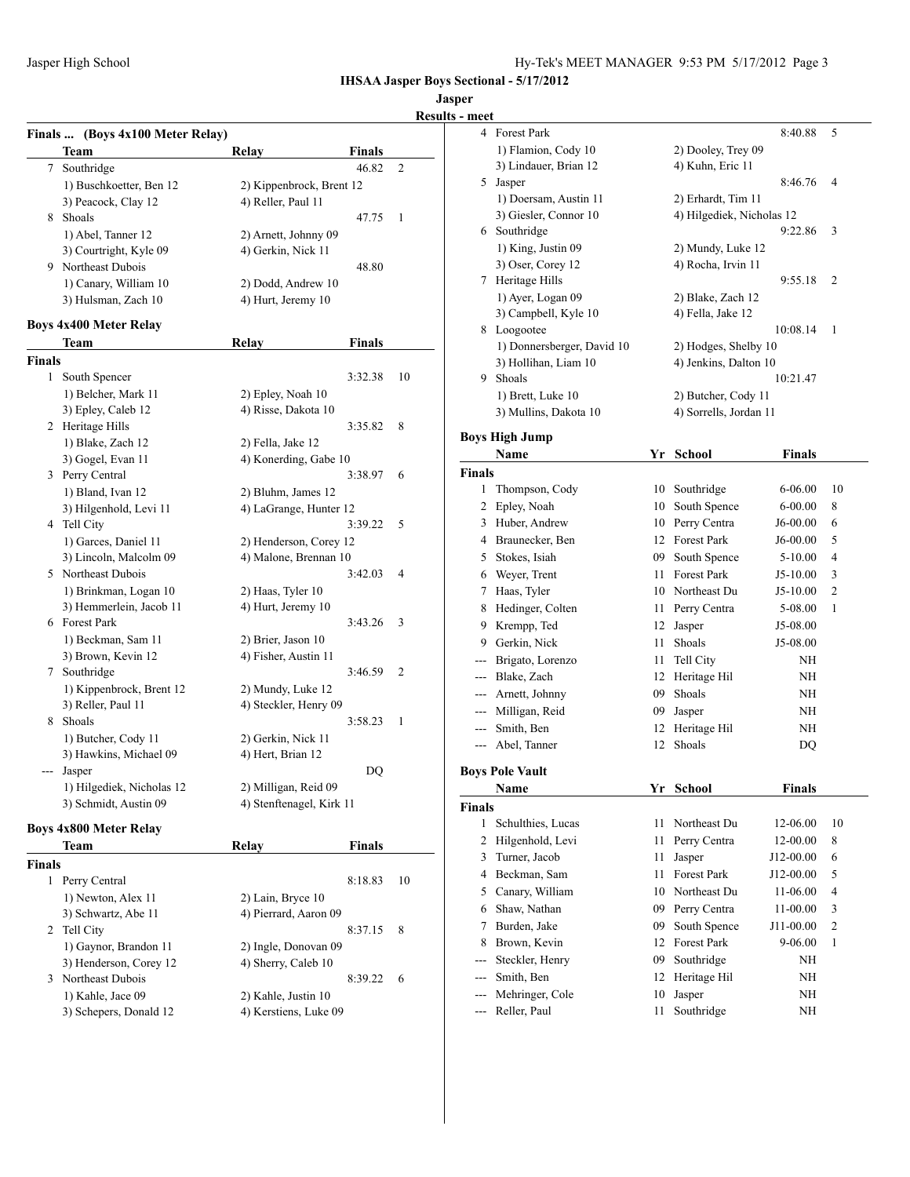**IHSAA Jasper Boys Sectional - 5/17/2012**

**Jasper**

**Results - meet**

### Finals ... (Boys 4x100 Meter Relay)

| | Team | Relay | Finals | |
|---|---|---|---|---|
| 7 | Southridge | | 46.82 | 2 |
| | 1) Buschkoetter, Ben 12 | 2) Kippenbrock, Brent 12 | | |
| | 3) Peacock, Clay 12 | 4) Reller, Paul 11 | | |
| 8 | Shoals | | 47.75 | 1 |
| | 1) Abel, Tanner 12 | 2) Arnett, Johnny 09 | | |
| | 3) Courtright, Kyle 09 | 4) Gerkin, Nick 11 | | |
| 9 | Northeast Dubois | | 48.80 | |
| | 1) Canary, William 10 | 2) Dodd, Andrew 10 | | |
| | 3) Hulsman, Zach 10 | 4) Hurt, Jeremy 10 | | |

### Boys 4x400 Meter Relay

| | Team | Relay | Finals | |
|---|---|---|---|---|
| **Finals** | | | | |
| 1 | South Spencer | | 3:32.38 | 10 |
| | 1) Belcher, Mark 11 | 2) Epley, Noah 10 | | |
| | 3) Epley, Caleb 12 | 4) Risse, Dakota 10 | | |
| 2 | Heritage Hills | | 3:35.82 | 8 |
| | 1) Blake, Zach 12 | 2) Fella, Jake 12 | | |
| | 3) Gogel, Evan 11 | 4) Konerding, Gabe 10 | | |
| 3 | Perry Central | | 3:38.97 | 6 |
| | 1) Bland, Ivan 12 | 2) Bluhm, James 12 | | |
| | 3) Hilgenhold, Levi 11 | 4) LaGrange, Hunter 12 | | |
| 4 | Tell City | | 3:39.22 | 5 |
| | 1) Garces, Daniel 11 | 2) Henderson, Corey 12 | | |
| | 3) Lincoln, Malcolm 09 | 4) Malone, Brennan 10 | | |
| 5 | Northeast Dubois | | 3:42.03 | 4 |
| | 1) Brinkman, Logan 10 | 2) Haas, Tyler 10 | | |
| | 3) Hemmerlein, Jacob 11 | 4) Hurt, Jeremy 10 | | |
| 6 | Forest Park | | 3:43.26 | 3 |
| | 1) Beckman, Sam 11 | 2) Brier, Jason 10 | | |
| | 3) Brown, Kevin 12 | 4) Fisher, Austin 11 | | |
| 7 | Southridge | | 3:46.59 | 2 |
| | 1) Kippenbrock, Brent 12 | 2) Mundy, Luke 12 | | |
| | 3) Reller, Paul 11 | 4) Steckler, Henry 09 | | |
| 8 | Shoals | | 3:58.23 | 1 |
| | 1) Butcher, Cody 11 | 2) Gerkin, Nick 11 | | |
| | 3) Hawkins, Michael 09 | 4) Hert, Brian 12 | | |
| --- | Jasper | | DQ | |
| | 1) Hilgediek, Nicholas 12 | 2) Milligan, Reid 09 | | |
| | 3) Schmidt, Austin 09 | 4) Stenftenagel, Kirk 11 | | |

### Boys 4x800 Meter Relay

| | Team | Relay | Finals | |
|---|---|---|---|---|
| **Finals** | | | | |
| 1 | Perry Central | | 8:18.83 | 10 |
| | 1) Newton, Alex 11 | 2) Lain, Bryce 10 | | |
| | 3) Schwartz, Abe 11 | 4) Pierrard, Aaron 09 | | |
| 2 | Tell City | | 8:37.15 | 8 |
| | 1) Gaynor, Brandon 11 | 2) Ingle, Donovan 09 | | |
| | 3) Henderson, Corey 12 | 4) Sherry, Caleb 10 | | |
| 3 | Northeast Dubois | | 8:39.22 | 6 |
| | 1) Kahle, Jace 09 | 2) Kahle, Justin 10 | | |
| | 3) Schepers, Donald 12 | 4) Kerstiens, Luke 09 | | |
| 4 | Forest Park | | 8:40.88 | 5 |
| | 1) Flamion, Cody 10 | 2) Dooley, Trey 09 | | |
| | 3) Lindauer, Brian 12 | 4) Kuhn, Eric 11 | | |
| 5 | Jasper | | 8:46.76 | 4 |
| | 1) Doersam, Austin 11 | 2) Erhardt, Tim 11 | | |
| | 3) Giesler, Connor 10 | 4) Hilgediek, Nicholas 12 | | |
| 6 | Southridge | | 9:22.86 | 3 |
| | 1) King, Justin 09 | 2) Mundy, Luke 12 | | |
| | 3) Oser, Corey 12 | 4) Rocha, Irvin 11 | | |
| 7 | Heritage Hills | | 9:55.18 | 2 |
| | 1) Ayer, Logan 09 | 2) Blake, Zach 12 | | |
| | 3) Campbell, Kyle 10 | 4) Fella, Jake 12 | | |
| 8 | Loogootee | | 10:08.14 | 1 |
| | 1) Donnersberger, David 10 | 2) Hodges, Shelby 10 | | |
| | 3) Hollihan, Liam 10 | 4) Jenkins, Dalton 10 | | |
| 9 | Shoals | | 10:21.47 | |
| | 1) Brett, Luke 10 | 2) Butcher, Cody 11 | | |
| | 3) Mullins, Dakota 10 | 4) Sorrells, Jordan 11 | | |

### Boys High Jump

| | Name | Yr | School | Finals | |
|---|---|---|---|---|---|
| **Finals** | | | | | |
| 1 | Thompson, Cody | 10 | Southridge | 6-06.00 | 10 |
| 2 | Epley, Noah | 10 | South Spence | 6-00.00 | 8 |
| 3 | Huber, Andrew | 10 | Perry Centra | J6-00.00 | 6 |
| 4 | Braunecker, Ben | 12 | Forest Park | J6-00.00 | 5 |
| 5 | Stokes, Isiah | 09 | South Spence | 5-10.00 | 4 |
| 6 | Weyer, Trent | 11 | Forest Park | J5-10.00 | 3 |
| 7 | Haas, Tyler | 10 | Northeast Du | J5-10.00 | 2 |
| 8 | Hedinger, Colten | 11 | Perry Centra | 5-08.00 | 1 |
| 9 | Krempp, Ted | 12 | Jasper | J5-08.00 | |
| 9 | Gerkin, Nick | 11 | Shoals | J5-08.00 | |
| --- | Brigato, Lorenzo | 11 | Tell City | NH | |
| --- | Blake, Zach | 12 | Heritage Hil | NH | |
| --- | Arnett, Johnny | 09 | Shoals | NH | |
| --- | Milligan, Reid | 09 | Jasper | NH | |
| --- | Smith, Ben | 12 | Heritage Hil | NH | |
| --- | Abel, Tanner | 12 | Shoals | DQ | |

### Boys Pole Vault

| | Name | Yr | School | Finals | |
|---|---|---|---|---|---|
| **Finals** | | | | | |
| 1 | Schulthies, Lucas | 11 | Northeast Du | 12-06.00 | 10 |
| 2 | Hilgenhold, Levi | 11 | Perry Centra | 12-00.00 | 8 |
| 3 | Turner, Jacob | 11 | Jasper | J12-00.00 | 6 |
| 4 | Beckman, Sam | 11 | Forest Park | J12-00.00 | 5 |
| 5 | Canary, William | 10 | Northeast Du | 11-06.00 | 4 |
| 6 | Shaw, Nathan | 09 | Perry Centra | 11-00.00 | 3 |
| 7 | Burden, Jake | 09 | South Spence | J11-00.00 | 2 |
| 8 | Brown, Kevin | 12 | Forest Park | 9-06.00 | 1 |
| --- | Steckler, Henry | 09 | Southridge | NH | |
| --- | Smith, Ben | 12 | Heritage Hil | NH | |
| --- | Mehringer, Cole | 10 | Jasper | NH | |
| --- | Reller, Paul | 11 | Southridge | NH | |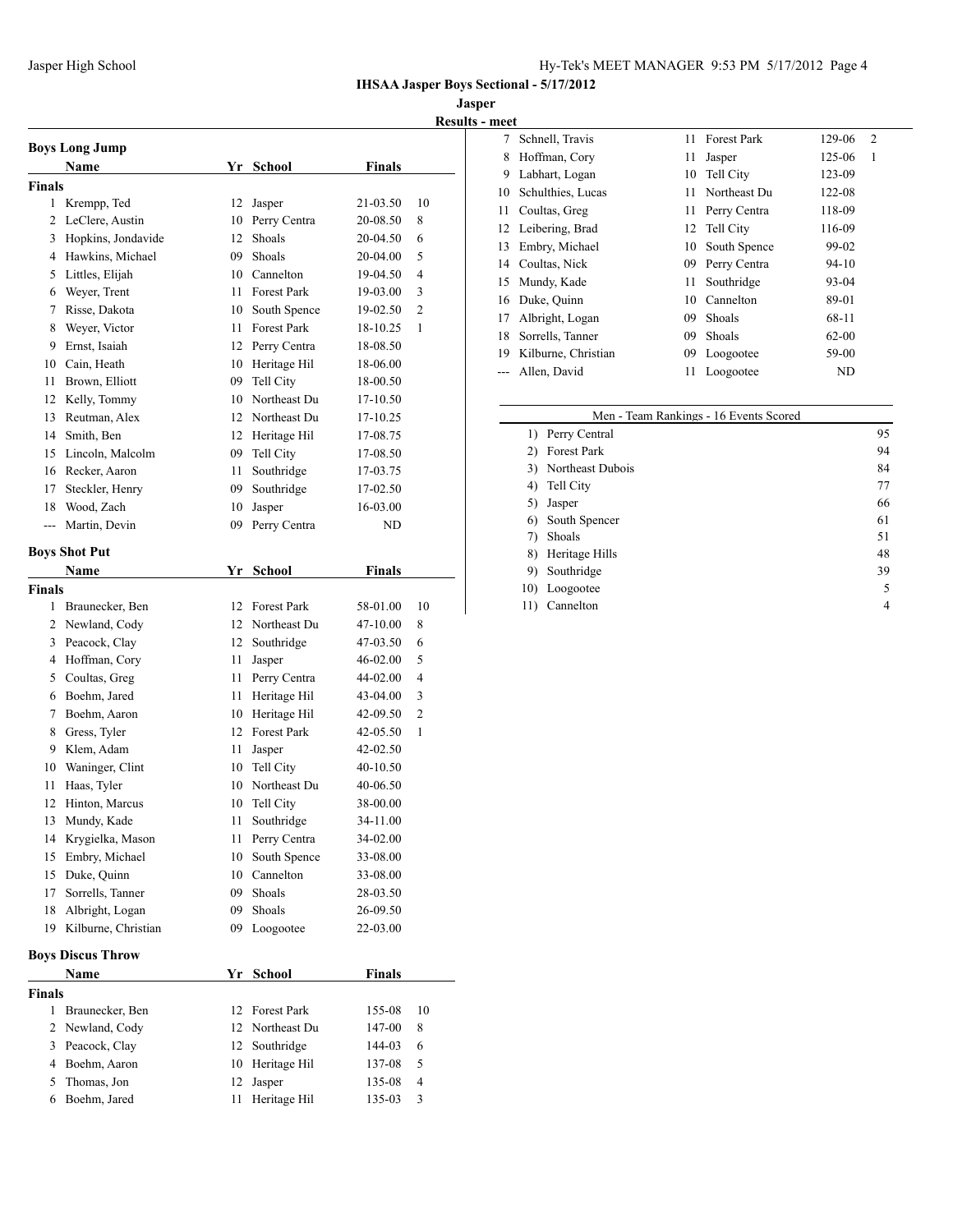**IHSAA Jasper Boys Sectional - 5/17/2012**

**Jasper**

**Results - meet**

### Boys Long Jump

| | Name | Yr | School | Finals | |
|---|---|---|---|---|---|
| **Finals** | | | | | |
| 1 | Krempp, Ted | 12 | Jasper | 21-03.50 | 10 |
| 2 | LeClere, Austin | 10 | Perry Centra | 20-08.50 | 8 |
| 3 | Hopkins, Jondavide | 12 | Shoals | 20-04.50 | 6 |
| 4 | Hawkins, Michael | 09 | Shoals | 20-04.00 | 5 |
| 5 | Littles, Elijah | 10 | Cannelton | 19-04.50 | 4 |
| 6 | Weyer, Trent | 11 | Forest Park | 19-03.00 | 3 |
| 7 | Risse, Dakota | 10 | South Spence | 19-02.50 | 2 |
| 8 | Weyer, Victor | 11 | Forest Park | 18-10.25 | 1 |
| 9 | Ernst, Isaiah | 12 | Perry Centra | 18-08.50 | |
| 10 | Cain, Heath | 10 | Heritage Hil | 18-06.00 | |
| 11 | Brown, Elliott | 09 | Tell City | 18-00.50 | |
| 12 | Kelly, Tommy | 10 | Northeast Du | 17-10.50 | |
| 13 | Reutman, Alex | 12 | Northeast Du | 17-10.25 | |
| 14 | Smith, Ben | 12 | Heritage Hil | 17-08.75 | |
| 15 | Lincoln, Malcolm | 09 | Tell City | 17-08.50 | |
| 16 | Recker, Aaron | 11 | Southridge | 17-03.75 | |
| 17 | Steckler, Henry | 09 | Southridge | 17-02.50 | |
| 18 | Wood, Zach | 10 | Jasper | 16-03.00 | |
| --- | Martin, Devin | 09 | Perry Centra | ND | |

### Boys Shot Put

| | Name | Yr | School | Finals | |
|---|---|---|---|---|---|
| **Finals** | | | | | |
| 1 | Braunecker, Ben | 12 | Forest Park | 58-01.00 | 10 |
| 2 | Newland, Cody | 12 | Northeast Du | 47-10.00 | 8 |
| 3 | Peacock, Clay | 12 | Southridge | 47-03.50 | 6 |
| 4 | Hoffman, Cory | 11 | Jasper | 46-02.00 | 5 |
| 5 | Coultas, Greg | 11 | Perry Centra | 44-02.00 | 4 |
| 6 | Boehm, Jared | 11 | Heritage Hil | 43-04.00 | 3 |
| 7 | Boehm, Aaron | 10 | Heritage Hil | 42-09.50 | 2 |
| 8 | Gress, Tyler | 12 | Forest Park | 42-05.50 | 1 |
| 9 | Klem, Adam | 11 | Jasper | 42-02.50 | |
| 10 | Waninger, Clint | 10 | Tell City | 40-10.50 | |
| 11 | Haas, Tyler | 10 | Northeast Du | 40-06.50 | |
| 12 | Hinton, Marcus | 10 | Tell City | 38-00.00 | |
| 13 | Mundy, Kade | 11 | Southridge | 34-11.00 | |
| 14 | Krygielka, Mason | 11 | Perry Centra | 34-02.00 | |
| 15 | Embry, Michael | 10 | South Spence | 33-08.00 | |
| 15 | Duke, Quinn | 10 | Cannelton | 33-08.00 | |
| 17 | Sorrells, Tanner | 09 | Shoals | 28-03.50 | |
| 18 | Albright, Logan | 09 | Shoals | 26-09.50 | |
| 19 | Kilburne, Christian | 09 | Loogootee | 22-03.00 | |

### Boys Discus Throw

| | Name | Yr | School | Finals | |
|---|---|---|---|---|---|
| **Finals** | | | | | |
| 1 | Braunecker, Ben | 12 | Forest Park | 155-08 | 10 |
| 2 | Newland, Cody | 12 | Northeast Du | 147-00 | 8 |
| 3 | Peacock, Clay | 12 | Southridge | 144-03 | 6 |
| 4 | Boehm, Aaron | 10 | Heritage Hil | 137-08 | 5 |
| 5 | Thomas, Jon | 12 | Jasper | 135-08 | 4 |
| 6 | Boehm, Jared | 11 | Heritage Hil | 135-03 | 3 |
| 7 | Schnell, Travis | 11 | Forest Park | 129-06 | 2 |
| 8 | Hoffman, Cory | 11 | Jasper | 125-06 | 1 |
| 9 | Labhart, Logan | 10 | Tell City | 123-09 | |
| 10 | Schulthies, Lucas | 11 | Northeast Du | 122-08 | |
| 11 | Coultas, Greg | 11 | Perry Centra | 118-09 | |
| 12 | Leibering, Brad | 12 | Tell City | 116-09 | |
| 13 | Embry, Michael | 10 | South Spence | 99-02 | |
| 14 | Coultas, Nick | 09 | Perry Centra | 94-10 | |
| 15 | Mundy, Kade | 11 | Southridge | 93-04 | |
| 16 | Duke, Quinn | 10 | Cannelton | 89-01 | |
| 17 | Albright, Logan | 09 | Shoals | 68-11 | |
| 18 | Sorrells, Tanner | 09 | Shoals | 62-00 | |
| 19 | Kilburne, Christian | 09 | Loogootee | 59-00 | |
| --- | Allen, David | 11 | Loogootee | ND | |

### Men - Team Rankings - 16 Events Scored

| | | |
|---|---|---|
| 1) | Perry Central | 95 |
| 2) | Forest Park | 94 |
| 3) | Northeast Dubois | 84 |
| 4) | Tell City | 77 |
| 5) | Jasper | 66 |
| 6) | South Spencer | 61 |
| 7) | Shoals | 51 |
| 8) | Heritage Hills | 48 |
| 9) | Southridge | 39 |
| 10) | Loogootee | 5 |
| 11) | Cannelton | 4 |